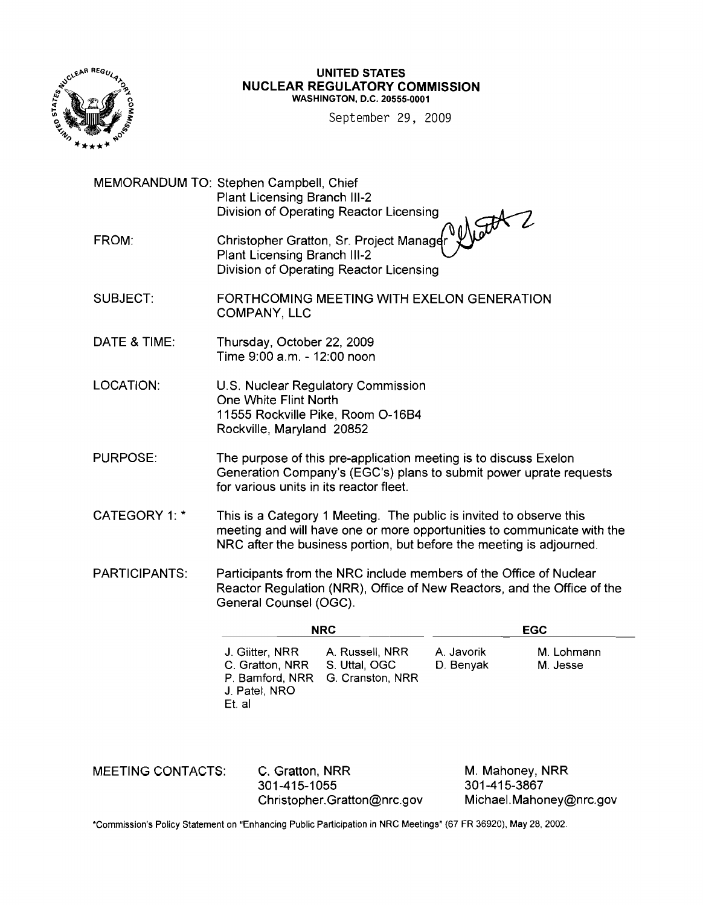**UNITED STATES**
**NUCLEAR REGULATORY COMMISSION**
**WASHINGTON, D.C. 20555-0001**

September 29, 2009

MEMORANDUM TO: Stephen Campbell, Chief
Plant Licensing Branch III-2
Division of Operating Reactor Licensing

FROM: Christopher Gratton, Sr. Project Manager
Plant Licensing Branch III-2
Division of Operating Reactor Licensing

SUBJECT: FORTHCOMING MEETING WITH EXELON GENERATION COMPANY, LLC

DATE & TIME: Thursday, October 22, 2009
Time 9:00 a.m. - 12:00 noon

LOCATION: U.S. Nuclear Regulatory Commission
One White Flint North
11555 Rockville Pike, Room O-16B4
Rockville, Maryland 20852

PURPOSE: The purpose of this pre-application meeting is to discuss Exelon Generation Company's (EGC's) plans to submit power uprate requests for various units in its reactor fleet.

CATEGORY 1: * This is a Category 1 Meeting. The public is invited to observe this meeting and will have one or more opportunities to communicate with the NRC after the business portion, but before the meeting is adjourned.

PARTICIPANTS: Participants from the NRC include members of the Office of Nuclear Reactor Regulation (NRR), Office of New Reactors, and the Office of the General Counsel (OGC).

| NRC | | EGC | |
|---|---|---|---|
| J. Giitter, NRR | A. Russell, NRR | A. Javorik | M. Lohmann |
| C. Gratton, NRR | S. Uttal, OGC | D. Benyak | M. Jesse |
| P. Bamford, NRR | G. Cranston, NRR | | |
| J. Patel, NRO | | | |
| Et. al | | | |

MEETING CONTACTS:

C. Gratton, NRR
301-415-1055
Christopher.Gratton@nrc.gov

M. Mahoney, NRR
301-415-3867
Michael.Mahoney@nrc.gov

*Commission's Policy Statement on "Enhancing Public Participation in NRC Meetings" (67 FR 36920), May 28, 2002.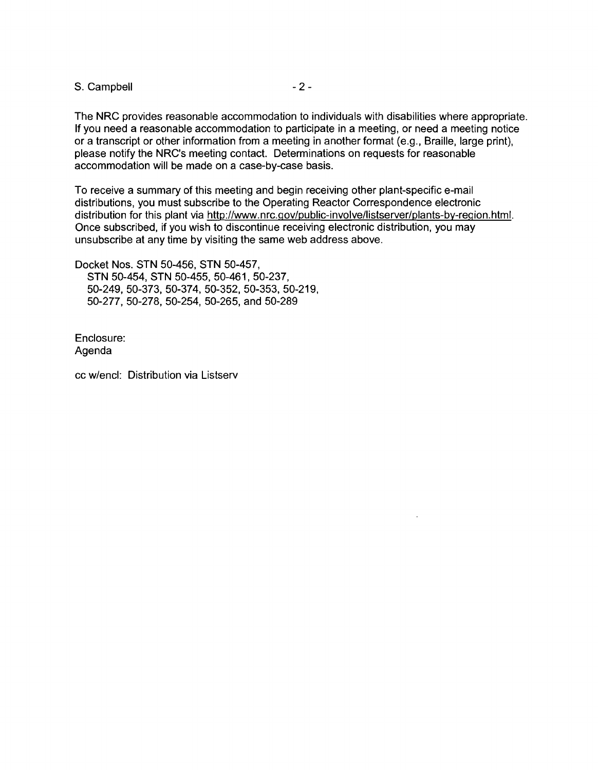The NRC provides reasonable accommodation to individuals with disabilities where appropriate. If you need a reasonable accommodation to participate in a meeting, or need a meeting notice or a transcript or other information from a meeting in another format (e.g., Braille, large print), please notify the NRC's meeting contact. Determinations on requests for reasonable accommodation will be made on a case-by-case basis.

To receive a summary of this meeting and begin receiving other plant-specific e-mail distributions, you must subscribe to the Operating Reactor Correspondence electronic distribution for this plant via http://www.nrc.gov/public-involve/listserver/plants-by-region.html. Once subscribed, if you wish to discontinue receiving electronic distribution, you may unsubscribe at any time by visiting the same web address above.

Docket Nos. STN 50-456, STN 50-457,
STN 50-454, STN 50-455, 50-461, 50-237,
50-249, 50-373, 50-374, 50-352, 50-353, 50-219,
50-277, 50-278, 50-254, 50-265, and 50-289

Enclosure:
Agenda

cc w/encl: Distribution via Listserv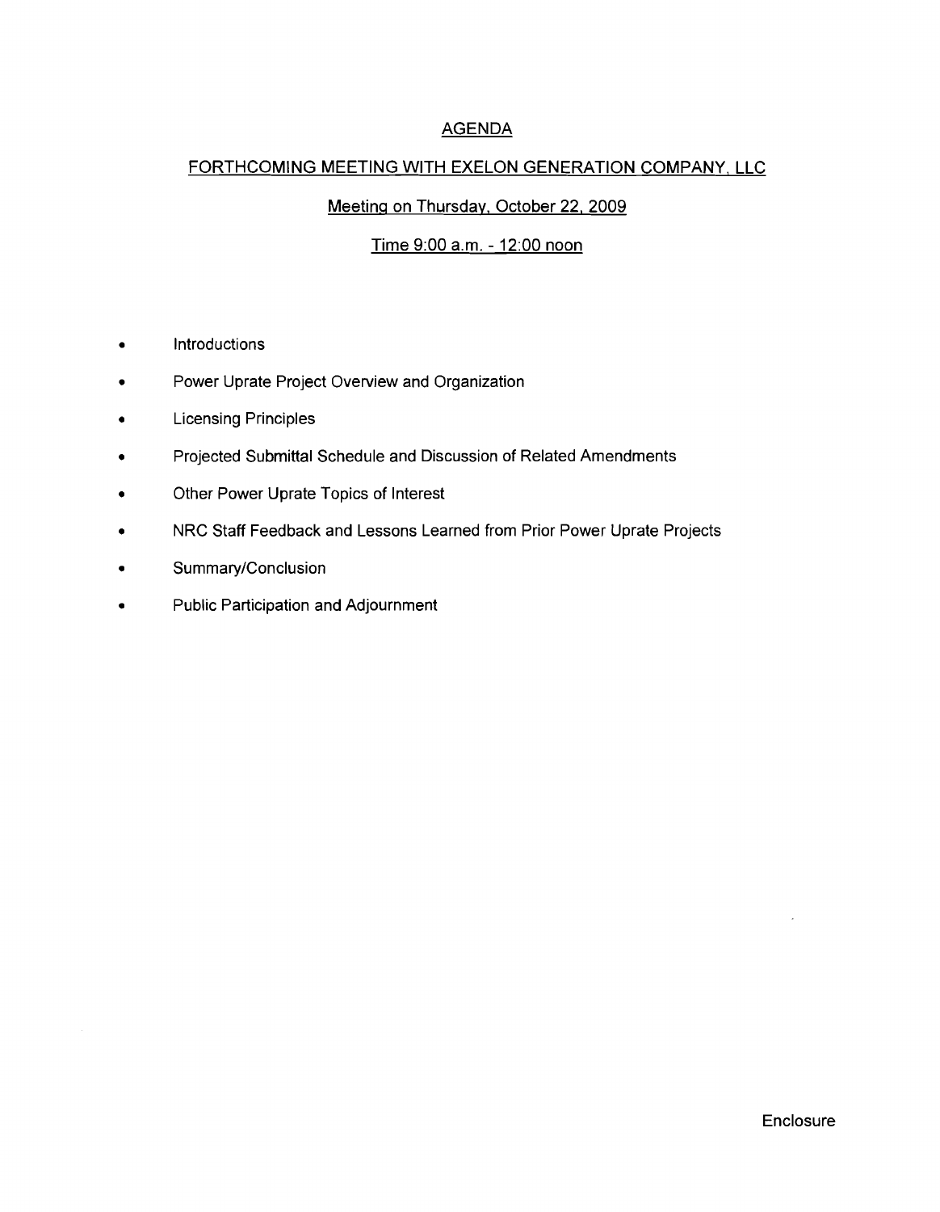# AGENDA

## FORTHCOMING MEETING WITH EXELON GENERATION COMPANY, LLC

Meeting on Thursday, October 22, 2009

Time 9:00 a.m. - 12:00 noon

- Introductions
- Power Uprate Project Overview and Organization
- Licensing Principles
- Projected Submittal Schedule and Discussion of Related Amendments
- Other Power Uprate Topics of Interest
- NRC Staff Feedback and Lessons Learned from Prior Power Uprate Projects
- Summary/Conclusion
- Public Participation and Adjournment

Enclosure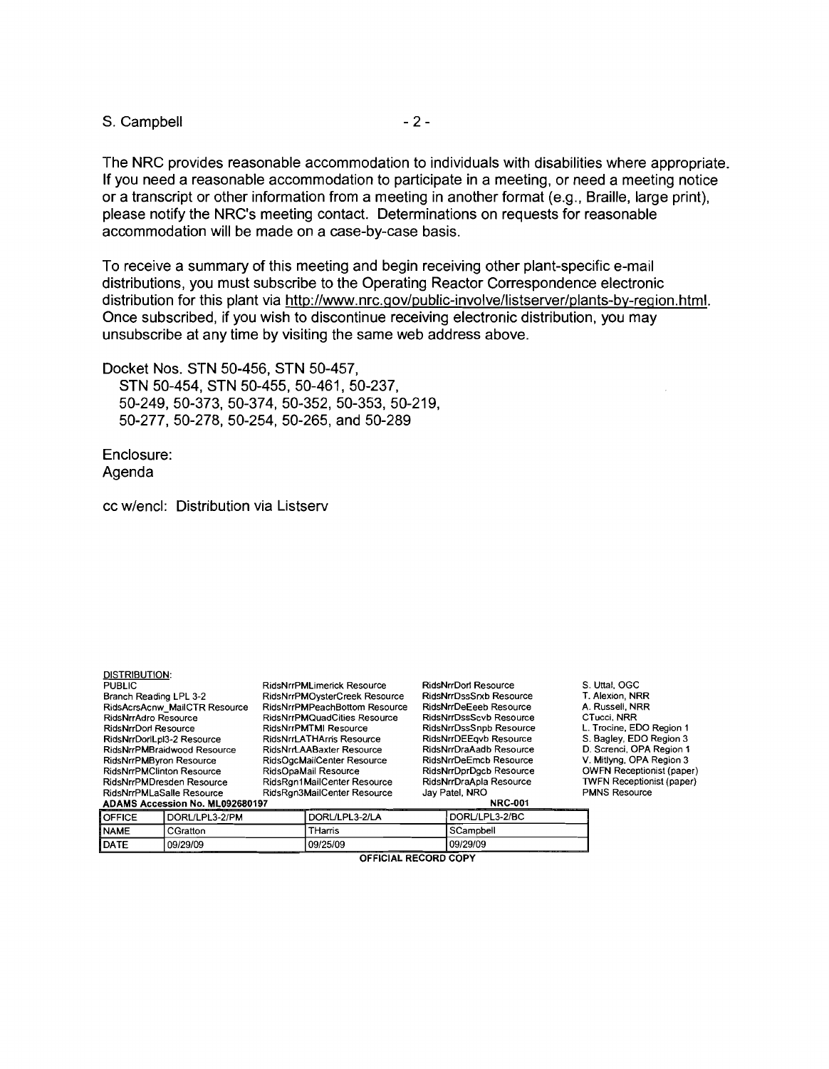The NRC provides reasonable accommodation to individuals with disabilities where appropriate. If you need a reasonable accommodation to participate in a meeting, or need a meeting notice or a transcript or other information from a meeting in another format (e.g., Braille, large print), please notify the NRC's meeting contact. Determinations on requests for reasonable accommodation will be made on a case-by-case basis.

To receive a summary of this meeting and begin receiving other plant-specific e-mail distributions, you must subscribe to the Operating Reactor Correspondence electronic distribution for this plant via http://www.nrc.gov/public-involve/listserver/plants-by-region.html. Once subscribed, if you wish to discontinue receiving electronic distribution, you may unsubscribe at any time by visiting the same web address above.

Docket Nos. STN 50-456, STN 50-457,
STN 50-454, STN 50-455, 50-461, 50-237,
50-249, 50-373, 50-374, 50-352, 50-353, 50-219,
50-277, 50-278, 50-254, 50-265, and 50-289

Enclosure:
Agenda

cc w/encl: Distribution via Listserv

DISTRIBUTION:
PUBLIC
Branch Reading LPL 3-2
RidsAcrsAcnw_MailCTR Resource
RidsNrrAdro Resource
RidsNrrDorl Resource
RidsNrrDorlLpl3-2 Resource
RidsNrrPMBraidwood Resource
RidsNrrPMByron Resource
RidsNrrPMClinton Resource
RidsNrrPMDresden Resource
RidsNrrPMLaSalle Resource
RidsNrrPMLimerick Resource
RidsNrrPMOysterCreek Resource
RidsNrrPMPeachBottom Resource
RidsNrrPMQuadCities Resource
RidsNrrPMTMI Resource
RidsNrrLATHArris Resource
RidsNrrLAABaxter Resource
RidsOgcMailCenter Resource
RidsOpaMail Resource
RidsRgn1MailCenter Resource
RidsRgn3MailCenter Resource
RidsNrrDorl Resource
RidsNrrDssSrxb Resource
RidsNrrDeEeeb Resource
RidsNrrDssScvb Resource
RidsNrrDssSnpb Resource
RidsNrrDEEqvb Resource
RidsNrrDraAadb Resource
RidsNrrDeEmcb Resource
RidsNrrDprDgcb Resource
RidsNrrDraApla Resource
Jay Patel, NRO
S. Uttal, OGC
T. Alexion, NRR
A. Russell, NRR
CTucci, NRR
L. Trocine, EDO Region 1
S. Bagley, EDO Region 3
D. Screnci, OPA Region 1
V. Mitlyng, OPA Region 3
OWFN Receptionist (paper)
TWFN Receptionist (paper)
PMNS Resource

**ADAMS Accession No. ML092680197** NRC-001

| OFFICE | DORL/LPL3-2/PM | DORL/LPL3-2/LA | DORL/LPL3-2/BC |
|---|---|---|---|
| NAME | CGratton | THarris | SCampbell |
| DATE | 09/29/09 | 09/25/09 | 09/29/09 |

**OFFICIAL RECORD COPY**